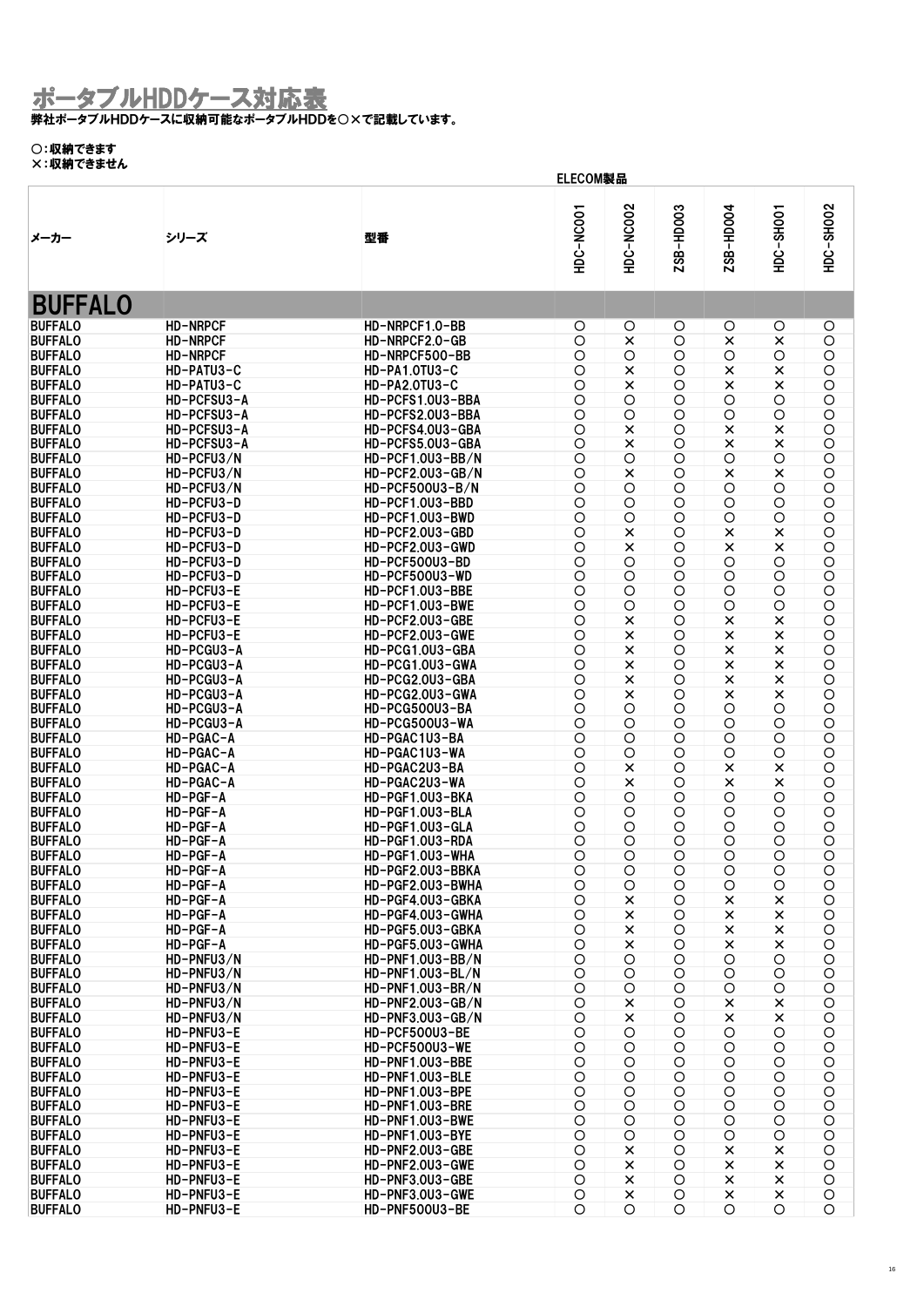# ポータブルHDDケース対応表

弊社ポータブルHDDケースに収納可能なポータブルHDDを○×で記載しています。

○：収納できます
×：収納できません

| メーカー | シリーズ | 型番 | ELECOM製品 HDC-NC001 | HDC-NC002 | ZSB-HD003 | ZSB-HD004 | HDC-SH001 | HDC-SH002 |
|---|---|---|---|---|---|---|---|---|
| **BUFFALO** | | | | | | | | |
| BUFFALO | HD-NRPCF | HD-NRPCF1.0-BB | ○ | ○ | ○ | ○ | ○ | ○ |
| BUFFALO | HD-NRPCF | HD-NRPCF2.0-GB | ○ | × | ○ | × | × | ○ |
| BUFFALO | HD-NRPCF | HD-NRPCF500-BB | ○ | ○ | ○ | ○ | ○ | ○ |
| BUFFALO | HD-PATU3-C | HD-PA1.0TU3-C | ○ | × | ○ | × | × | ○ |
| BUFFALO | HD-PATU3-C | HD-PA2.0TU3-C | ○ | × | ○ | × | × | ○ |
| BUFFALO | HD-PCFSU3-A | HD-PCFS1.0U3-BBA | ○ | ○ | ○ | ○ | ○ | ○ |
| BUFFALO | HD-PCFSU3-A | HD-PCFS2.0U3-BBA | ○ | ○ | ○ | ○ | ○ | ○ |
| BUFFALO | HD-PCFSU3-A | HD-PCFS4.0U3-GBA | ○ | × | ○ | × | × | ○ |
| BUFFALO | HD-PCFSU3-A | HD-PCFS5.0U3-GBA | ○ | × | ○ | × | × | ○ |
| BUFFALO | HD-PCFU3/N | HD-PCF1.0U3-BB/N | ○ | ○ | ○ | ○ | ○ | ○ |
| BUFFALO | HD-PCFU3/N | HD-PCF2.0U3-GB/N | ○ | × | ○ | × | × | ○ |
| BUFFALO | HD-PCFU3/N | HD-PCF500U3-B/N | ○ | ○ | ○ | ○ | ○ | ○ |
| BUFFALO | HD-PCFU3-D | HD-PCF1.0U3-BBD | ○ | ○ | ○ | ○ | ○ | ○ |
| BUFFALO | HD-PCFU3-D | HD-PCF1.0U3-BWD | ○ | ○ | ○ | ○ | ○ | ○ |
| BUFFALO | HD-PCFU3-D | HD-PCF2.0U3-GBD | ○ | × | ○ | × | × | ○ |
| BUFFALO | HD-PCFU3-D | HD-PCF2.0U3-GWD | ○ | × | ○ | × | × | ○ |
| BUFFALO | HD-PCFU3-D | HD-PCF500U3-BD | ○ | ○ | ○ | ○ | ○ | ○ |
| BUFFALO | HD-PCFU3-D | HD-PCF500U3-WD | ○ | ○ | ○ | ○ | ○ | ○ |
| BUFFALO | HD-PCFU3-E | HD-PCF1.0U3-BBE | ○ | ○ | ○ | ○ | ○ | ○ |
| BUFFALO | HD-PCFU3-E | HD-PCF1.0U3-BWE | ○ | ○ | ○ | ○ | ○ | ○ |
| BUFFALO | HD-PCFU3-E | HD-PCF2.0U3-GBE | ○ | × | ○ | × | × | ○ |
| BUFFALO | HD-PCFU3-E | HD-PCF2.0U3-GWE | ○ | × | ○ | × | × | ○ |
| BUFFALO | HD-PCGU3-A | HD-PCG1.0U3-GBA | ○ | × | ○ | × | × | ○ |
| BUFFALO | HD-PCGU3-A | HD-PCG1.0U3-GWA | ○ | × | ○ | × | × | ○ |
| BUFFALO | HD-PCGU3-A | HD-PCG2.0U3-GBA | ○ | × | ○ | × | × | ○ |
| BUFFALO | HD-PCGU3-A | HD-PCG2.0U3-GWA | ○ | × | ○ | × | × | ○ |
| BUFFALO | HD-PCGU3-A | HD-PCG500U3-BA | ○ | ○ | ○ | ○ | ○ | ○ |
| BUFFALO | HD-PCGU3-A | HD-PCG500U3-WA | ○ | ○ | ○ | ○ | ○ | ○ |
| BUFFALO | HD-PGAC-A | HD-PGAC1U3-BA | ○ | ○ | ○ | ○ | ○ | ○ |
| BUFFALO | HD-PGAC-A | HD-PGAC1U3-WA | ○ | ○ | ○ | ○ | ○ | ○ |
| BUFFALO | HD-PGAC-A | HD-PGAC2U3-BA | ○ | × | ○ | × | × | ○ |
| BUFFALO | HD-PGAC-A | HD-PGAC2U3-WA | ○ | × | ○ | × | × | ○ |
| BUFFALO | HD-PGF-A | HD-PGF1.0U3-BKA | ○ | ○ | ○ | ○ | ○ | ○ |
| BUFFALO | HD-PGF-A | HD-PGF1.0U3-BLA | ○ | ○ | ○ | ○ | ○ | ○ |
| BUFFALO | HD-PGF-A | HD-PGF1.0U3-GLA | ○ | ○ | ○ | ○ | ○ | ○ |
| BUFFALO | HD-PGF-A | HD-PGF1.0U3-RDA | ○ | ○ | ○ | ○ | ○ | ○ |
| BUFFALO | HD-PGF-A | HD-PGF1.0U3-WHA | ○ | ○ | ○ | ○ | ○ | ○ |
| BUFFALO | HD-PGF-A | HD-PGF2.0U3-BBKA | ○ | ○ | ○ | ○ | ○ | ○ |
| BUFFALO | HD-PGF-A | HD-PGF2.0U3-BWHA | ○ | ○ | ○ | ○ | ○ | ○ |
| BUFFALO | HD-PGF-A | HD-PGF4.0U3-GBKA | ○ | × | ○ | × | × | ○ |
| BUFFALO | HD-PGF-A | HD-PGF4.0U3-GWHA | ○ | × | ○ | × | × | ○ |
| BUFFALO | HD-PGF-A | HD-PGF5.0U3-GBKA | ○ | × | ○ | × | × | ○ |
| BUFFALO | HD-PGF-A | HD-PGF5.0U3-GWHA | ○ | × | ○ | × | × | ○ |
| BUFFALO | HD-PNFU3/N | HD-PNF1.0U3-BB/N | ○ | ○ | ○ | ○ | ○ | ○ |
| BUFFALO | HD-PNFU3/N | HD-PNF1.0U3-BL/N | ○ | ○ | ○ | ○ | ○ | ○ |
| BUFFALO | HD-PNFU3/N | HD-PNF1.0U3-BR/N | ○ | ○ | ○ | ○ | ○ | ○ |
| BUFFALO | HD-PNFU3/N | HD-PNF2.0U3-GB/N | ○ | × | ○ | × | × | ○ |
| BUFFALO | HD-PNFU3/N | HD-PNF3.0U3-GB/N | ○ | × | ○ | × | × | ○ |
| BUFFALO | HD-PNFU3-E | HD-PCF500U3-BE | ○ | ○ | ○ | ○ | ○ | ○ |
| BUFFALO | HD-PNFU3-E | HD-PCF500U3-WE | ○ | ○ | ○ | ○ | ○ | ○ |
| BUFFALO | HD-PNFU3-E | HD-PNF1.0U3-BBE | ○ | ○ | ○ | ○ | ○ | ○ |
| BUFFALO | HD-PNFU3-E | HD-PNF1.0U3-BLE | ○ | ○ | ○ | ○ | ○ | ○ |
| BUFFALO | HD-PNFU3-E | HD-PNF1.0U3-BPE | ○ | ○ | ○ | ○ | ○ | ○ |
| BUFFALO | HD-PNFU3-E | HD-PNF1.0U3-BRE | ○ | ○ | ○ | ○ | ○ | ○ |
| BUFFALO | HD-PNFU3-E | HD-PNF1.0U3-BWE | ○ | ○ | ○ | ○ | ○ | ○ |
| BUFFALO | HD-PNFU3-E | HD-PNF1.0U3-BYE | ○ | ○ | ○ | ○ | ○ | ○ |
| BUFFALO | HD-PNFU3-E | HD-PNF2.0U3-GBE | ○ | × | ○ | × | × | ○ |
| BUFFALO | HD-PNFU3-E | HD-PNF2.0U3-GWE | ○ | × | ○ | × | × | ○ |
| BUFFALO | HD-PNFU3-E | HD-PNF3.0U3-GBE | ○ | × | ○ | × | × | ○ |
| BUFFALO | HD-PNFU3-E | HD-PNF3.0U3-GWE | ○ | × | ○ | × | × | ○ |
| BUFFALO | HD-PNFU3-E | HD-PNF500U3-BE | ○ | ○ | ○ | ○ | ○ | ○ |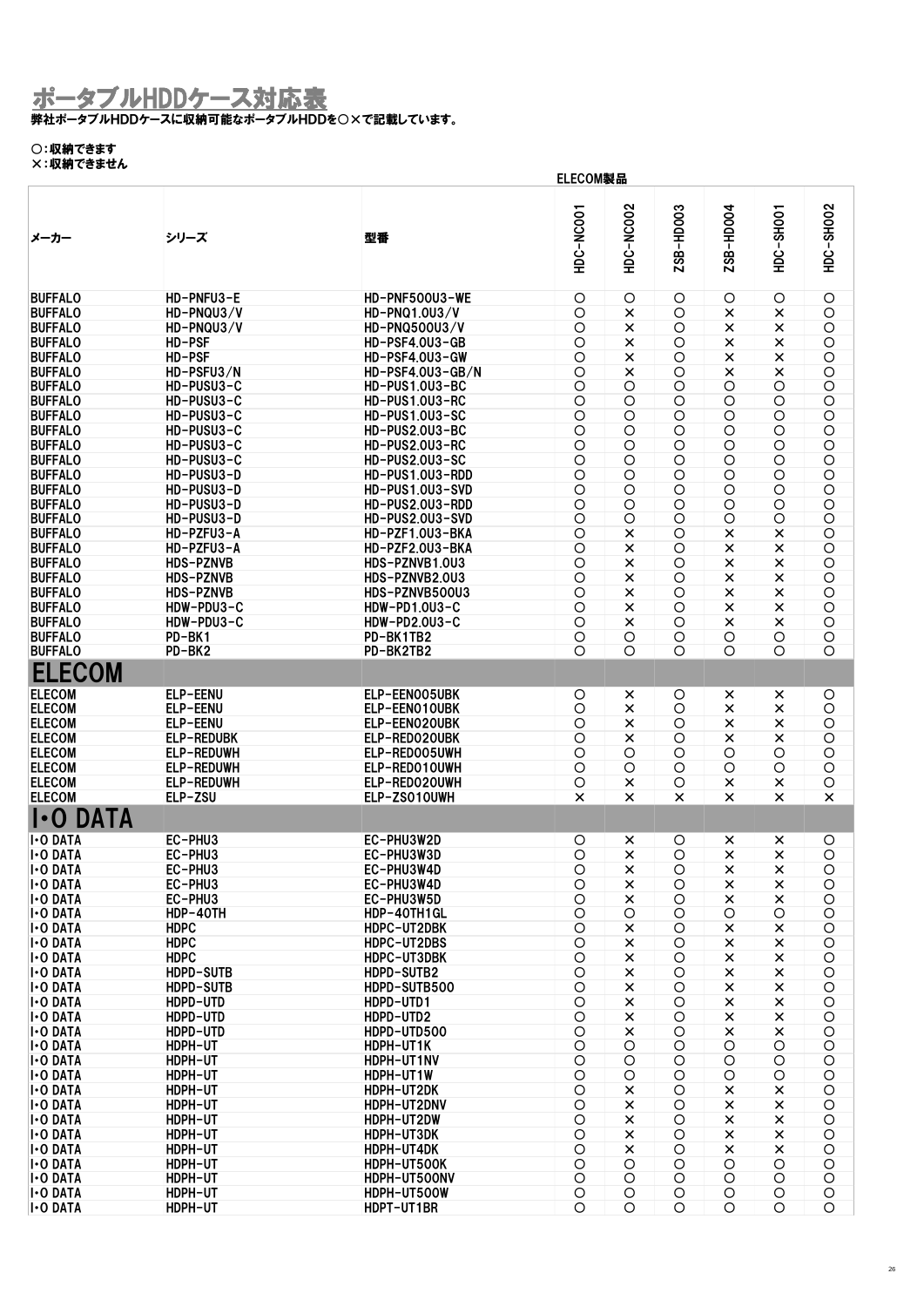# ポータブルHDDケース対応表

**弊社ポータブルHDDケースに収納可能なポータブルHDDを○×で記載しています。**

**○：収納できます**
**×：収納できません**

| | | | ELECOM製品 | | | | | |
|---|---|---|---|---|---|---|---|---|
| メーカー | シリーズ | 型番 | HDC-NC001 | HDC-NC002 | ZSB-HD003 | ZSB-HD004 | HDC-SH001 | HDC-SH002 |
| BUFFALO | HD-PNFU3-E | HD-PNF500U3-WE | ○ | ○ | ○ | ○ | ○ | ○ |
| BUFFALO | HD-PNQU3/V | HD-PNQ1.0U3/V | ○ | × | ○ | × | × | ○ |
| BUFFALO | HD-PNQU3/V | HD-PNQ500U3/V | ○ | × | ○ | × | × | ○ |
| BUFFALO | HD-PSF | HD-PSF4.0U3-GB | ○ | × | ○ | × | × | ○ |
| BUFFALO | HD-PSF | HD-PSF4.0U3-GW | ○ | × | ○ | × | × | ○ |
| BUFFALO | HD-PSFU3/N | HD-PSF4.0U3-GB/N | ○ | × | ○ | × | × | ○ |
| BUFFALO | HD-PUSU3-C | HD-PUS1.0U3-BC | ○ | ○ | ○ | ○ | ○ | ○ |
| BUFFALO | HD-PUSU3-C | HD-PUS1.0U3-RC | ○ | ○ | ○ | ○ | ○ | ○ |
| BUFFALO | HD-PUSU3-C | HD-PUS1.0U3-SC | ○ | ○ | ○ | ○ | ○ | ○ |
| BUFFALO | HD-PUSU3-C | HD-PUS2.0U3-BC | ○ | ○ | ○ | ○ | ○ | ○ |
| BUFFALO | HD-PUSU3-C | HD-PUS2.0U3-RC | ○ | ○ | ○ | ○ | ○ | ○ |
| BUFFALO | HD-PUSU3-C | HD-PUS2.0U3-SC | ○ | ○ | ○ | ○ | ○ | ○ |
| BUFFALO | HD-PUSU3-D | HD-PUS1.0U3-RDD | ○ | ○ | ○ | ○ | ○ | ○ |
| BUFFALO | HD-PUSU3-D | HD-PUS1.0U3-SVD | ○ | ○ | ○ | ○ | ○ | ○ |
| BUFFALO | HD-PUSU3-D | HD-PUS2.0U3-RDD | ○ | ○ | ○ | ○ | ○ | ○ |
| BUFFALO | HD-PUSU3-D | HD-PUS2.0U3-SVD | ○ | ○ | ○ | ○ | ○ | ○ |
| BUFFALO | HD-PZFU3-A | HD-PZF1.0U3-BKA | ○ | × | ○ | × | × | ○ |
| BUFFALO | HD-PZFU3-A | HD-PZF2.0U3-BKA | ○ | × | ○ | × | × | ○ |
| BUFFALO | HDS-PZNVB | HDS-PZNVB1.0U3 | ○ | × | ○ | × | × | ○ |
| BUFFALO | HDS-PZNVB | HDS-PZNVB2.0U3 | ○ | × | ○ | × | × | ○ |
| BUFFALO | HDS-PZNVB | HDS-PZNVB500U3 | ○ | × | ○ | × | × | ○ |
| BUFFALO | HDW-PDU3-C | HDW-PD1.0U3-C | ○ | × | ○ | × | × | ○ |
| BUFFALO | HDW-PDU3-C | HDW-PD2.0U3-C | ○ | × | ○ | × | × | ○ |
| BUFFALO | PD-BK1 | PD-BK1TB2 | ○ | ○ | ○ | ○ | ○ | ○ |
| BUFFALO | PD-BK2 | PD-BK2TB2 | ○ | ○ | ○ | ○ | ○ | ○ |
| **ELECOM** | | | | | | | | |
| ELECOM | ELP-EENU | ELP-EEN005UBK | ○ | × | ○ | × | × | ○ |
| ELECOM | ELP-EENU | ELP-EEN010UBK | ○ | × | ○ | × | × | ○ |
| ELECOM | ELP-EENU | ELP-EEN020UBK | ○ | × | ○ | × | × | ○ |
| ELECOM | ELP-REDUBK | ELP-RED020UBK | ○ | × | ○ | × | × | ○ |
| ELECOM | ELP-REDUWH | ELP-RED005UWH | ○ | ○ | ○ | ○ | ○ | ○ |
| ELECOM | ELP-REDUWH | ELP-RED010UWH | ○ | ○ | ○ | ○ | ○ | ○ |
| ELECOM | ELP-REDUWH | ELP-RED020UWH | ○ | × | ○ | × | × | ○ |
| ELECOM | ELP-ZSU | ELP-ZS010UWH | × | × | × | × | × | × |
| **I・O DATA** | | | | | | | | |
| I・O DATA | EC-PHU3 | EC-PHU3W2D | ○ | × | ○ | × | × | ○ |
| I・O DATA | EC-PHU3 | EC-PHU3W3D | ○ | × | ○ | × | × | ○ |
| I・O DATA | EC-PHU3 | EC-PHU3W4D | ○ | × | ○ | × | × | ○ |
| I・O DATA | EC-PHU3 | EC-PHU3W4D | ○ | × | ○ | × | × | ○ |
| I・O DATA | EC-PHU3 | EC-PHU3W5D | ○ | × | ○ | × | × | ○ |
| I・O DATA | HDP-40TH | HDP-40TH1GL | ○ | ○ | ○ | ○ | ○ | ○ |
| I・O DATA | HDPC | HDPC-UT2DBK | ○ | × | ○ | × | × | ○ |
| I・O DATA | HDPC | HDPC-UT2DBS | ○ | × | ○ | × | × | ○ |
| I・O DATA | HDPC | HDPC-UT3DBK | ○ | × | ○ | × | × | ○ |
| I・O DATA | HDPD-SUTB | HDPD-SUTB2 | ○ | × | ○ | × | × | ○ |
| I・O DATA | HDPD-SUTB | HDPD-SUTB500 | ○ | × | ○ | × | × | ○ |
| I・O DATA | HDPD-UTD | HDPD-UTD1 | ○ | × | ○ | × | × | ○ |
| I・O DATA | HDPD-UTD | HDPD-UTD2 | ○ | × | ○ | × | × | ○ |
| I・O DATA | HDPD-UTD | HDPD-UTD500 | ○ | × | ○ | × | × | ○ |
| I・O DATA | HDPH-UT | HDPH-UT1K | ○ | ○ | ○ | ○ | ○ | ○ |
| I・O DATA | HDPH-UT | HDPH-UT1NV | ○ | ○ | ○ | ○ | ○ | ○ |
| I・O DATA | HDPH-UT | HDPH-UT1W | ○ | ○ | ○ | ○ | ○ | ○ |
| I・O DATA | HDPH-UT | HDPH-UT2DK | ○ | × | ○ | × | × | ○ |
| I・O DATA | HDPH-UT | HDPH-UT2DNV | ○ | × | ○ | × | × | ○ |
| I・O DATA | HDPH-UT | HDPH-UT2DW | ○ | × | ○ | × | × | ○ |
| I・O DATA | HDPH-UT | HDPH-UT3DK | ○ | × | ○ | × | × | ○ |
| I・O DATA | HDPH-UT | HDPH-UT4DK | ○ | × | ○ | × | × | ○ |
| I・O DATA | HDPH-UT | HDPH-UT500K | ○ | ○ | ○ | ○ | ○ | ○ |
| I・O DATA | HDPH-UT | HDPH-UT500NV | ○ | ○ | ○ | ○ | ○ | ○ |
| I・O DATA | HDPH-UT | HDPH-UT500W | ○ | ○ | ○ | ○ | ○ | ○ |
| I・O DATA | HDPH-UT | HDPT-UT1BR | ○ | ○ | ○ | ○ | ○ | ○ |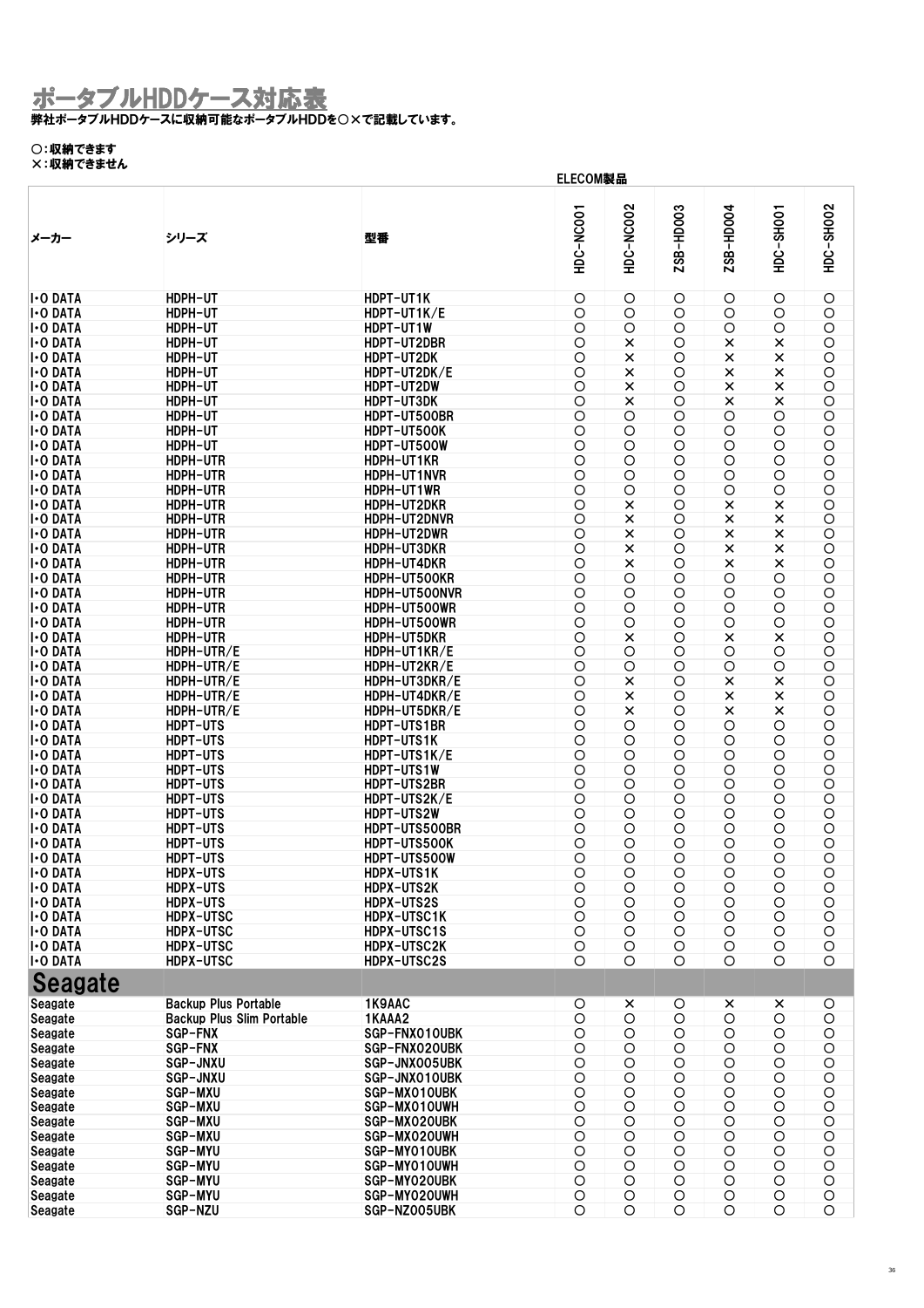# ポータブルHDDケース対応表

弊社ポータブルHDDケースに収納可能なポータブルHDDを○×で記載しています。

○:収納できます
×:収納できません

| メーカー | シリーズ | 型番 | ELECOM製品 HDC-NC001 | HDC-NC002 | ZSB-HD003 | ZSB-HD004 | HDC-SH001 | HDC-SH002 |
|---|---|---|---|---|---|---|---|---|
| I・O DATA | HDPH-UT | HDPT-UT1K | ○ | ○ | ○ | ○ | ○ | ○ |
| I・O DATA | HDPH-UT | HDPT-UT1K/E | ○ | ○ | ○ | ○ | ○ | ○ |
| I・O DATA | HDPH-UT | HDPT-UT1W | ○ | ○ | ○ | ○ | ○ | ○ |
| I・O DATA | HDPH-UT | HDPT-UT2DBR | ○ | × | ○ | × | × | ○ |
| I・O DATA | HDPH-UT | HDPT-UT2DK | ○ | × | ○ | × | × | ○ |
| I・O DATA | HDPH-UT | HDPT-UT2DK/E | ○ | × | ○ | × | × | ○ |
| I・O DATA | HDPH-UT | HDPT-UT2DW | ○ | × | ○ | × | × | ○ |
| I・O DATA | HDPH-UT | HDPT-UT3DK | ○ | × | ○ | × | × | ○ |
| I・O DATA | HDPH-UT | HDPT-UT500BR | ○ | ○ | ○ | ○ | ○ | ○ |
| I・O DATA | HDPH-UT | HDPT-UT500K | ○ | ○ | ○ | ○ | ○ | ○ |
| I・O DATA | HDPH-UT | HDPT-UT500W | ○ | ○ | ○ | ○ | ○ | ○ |
| I・O DATA | HDPH-UTR | HDPH-UT1KR | ○ | ○ | ○ | ○ | ○ | ○ |
| I・O DATA | HDPH-UTR | HDPH-UT1NVR | ○ | ○ | ○ | ○ | ○ | ○ |
| I・O DATA | HDPH-UTR | HDPH-UT1WR | ○ | ○ | ○ | ○ | ○ | ○ |
| I・O DATA | HDPH-UTR | HDPH-UT2DKR | ○ | × | ○ | × | × | ○ |
| I・O DATA | HDPH-UTR | HDPH-UT2DNVR | ○ | × | ○ | × | × | ○ |
| I・O DATA | HDPH-UTR | HDPH-UT2DWR | ○ | × | ○ | × | × | ○ |
| I・O DATA | HDPH-UTR | HDPH-UT3DKR | ○ | × | ○ | × | × | ○ |
| I・O DATA | HDPH-UTR | HDPH-UT4DKR | ○ | × | ○ | × | × | ○ |
| I・O DATA | HDPH-UTR | HDPH-UT500KR | ○ | ○ | ○ | ○ | ○ | ○ |
| I・O DATA | HDPH-UTR | HDPH-UT500NVR | ○ | ○ | ○ | ○ | ○ | ○ |
| I・O DATA | HDPH-UTR | HDPH-UT500WR | ○ | ○ | ○ | ○ | ○ | ○ |
| I・O DATA | HDPH-UTR | HDPH-UT500WR | ○ | ○ | ○ | ○ | ○ | ○ |
| I・O DATA | HDPH-UTR | HDPH-UT5DKR | ○ | × | ○ | × | × | ○ |
| I・O DATA | HDPH-UTR/E | HDPH-UT1KR/E | ○ | ○ | ○ | ○ | ○ | ○ |
| I・O DATA | HDPH-UTR/E | HDPH-UT2KR/E | ○ | ○ | ○ | ○ | ○ | ○ |
| I・O DATA | HDPH-UTR/E | HDPH-UT3DKR/E | ○ | × | ○ | × | × | ○ |
| I・O DATA | HDPH-UTR/E | HDPH-UT4DKR/E | ○ | × | ○ | × | × | ○ |
| I・O DATA | HDPH-UTR/E | HDPH-UT5DKR/E | ○ | × | ○ | × | × | ○ |
| I・O DATA | HDPT-UTS | HDPT-UTS1BR | ○ | ○ | ○ | ○ | ○ | ○ |
| I・O DATA | HDPT-UTS | HDPT-UTS1K | ○ | ○ | ○ | ○ | ○ | ○ |
| I・O DATA | HDPT-UTS | HDPT-UTS1K/E | ○ | ○ | ○ | ○ | ○ | ○ |
| I・O DATA | HDPT-UTS | HDPT-UTS1W | ○ | ○ | ○ | ○ | ○ | ○ |
| I・O DATA | HDPT-UTS | HDPT-UTS2BR | ○ | ○ | ○ | ○ | ○ | ○ |
| I・O DATA | HDPT-UTS | HDPT-UTS2K/E | ○ | ○ | ○ | ○ | ○ | ○ |
| I・O DATA | HDPT-UTS | HDPT-UTS2W | ○ | ○ | ○ | ○ | ○ | ○ |
| I・O DATA | HDPT-UTS | HDPT-UTS500BR | ○ | ○ | ○ | ○ | ○ | ○ |
| I・O DATA | HDPT-UTS | HDPT-UTS500K | ○ | ○ | ○ | ○ | ○ | ○ |
| I・O DATA | HDPT-UTS | HDPT-UTS500W | ○ | ○ | ○ | ○ | ○ | ○ |
| I・O DATA | HDPX-UTS | HDPX-UTS1K | ○ | ○ | ○ | ○ | ○ | ○ |
| I・O DATA | HDPX-UTS | HDPX-UTS2K | ○ | ○ | ○ | ○ | ○ | ○ |
| I・O DATA | HDPX-UTS | HDPX-UTS2S | ○ | ○ | ○ | ○ | ○ | ○ |
| I・O DATA | HDPX-UTSC | HDPX-UTSC1K | ○ | ○ | ○ | ○ | ○ | ○ |
| I・O DATA | HDPX-UTSC | HDPX-UTSC1S | ○ | ○ | ○ | ○ | ○ | ○ |
| I・O DATA | HDPX-UTSC | HDPX-UTSC2K | ○ | ○ | ○ | ○ | ○ | ○ |
| I・O DATA | HDPX-UTSC | HDPX-UTSC2S | ○ | ○ | ○ | ○ | ○ | ○ |
| **Seagate** | | | | | | | | |
| Seagate | Backup Plus Portable | 1K9AAC | ○ | × | ○ | × | × | ○ |
| Seagate | Backup Plus Slim Portable | 1KAAA2 | ○ | ○ | ○ | ○ | ○ | ○ |
| Seagate | SGP-FNX | SGP-FNX010UBK | ○ | ○ | ○ | ○ | ○ | ○ |
| Seagate | SGP-FNX | SGP-FNX020UBK | ○ | ○ | ○ | ○ | ○ | ○ |
| Seagate | SGP-JNXU | SGP-JNX005UBK | ○ | ○ | ○ | ○ | ○ | ○ |
| Seagate | SGP-JNXU | SGP-JNX010UBK | ○ | ○ | ○ | ○ | ○ | ○ |
| Seagate | SGP-MXU | SGP-MX010UBK | ○ | ○ | ○ | ○ | ○ | ○ |
| Seagate | SGP-MXU | SGP-MX010UWH | ○ | ○ | ○ | ○ | ○ | ○ |
| Seagate | SGP-MXU | SGP-MX020UBK | ○ | ○ | ○ | ○ | ○ | ○ |
| Seagate | SGP-MXU | SGP-MX020UWH | ○ | ○ | ○ | ○ | ○ | ○ |
| Seagate | SGP-MYU | SGP-MY010UBK | ○ | ○ | ○ | ○ | ○ | ○ |
| Seagate | SGP-MYU | SGP-MY010UWH | ○ | ○ | ○ | ○ | ○ | ○ |
| Seagate | SGP-MYU | SGP-MY020UBK | ○ | ○ | ○ | ○ | ○ | ○ |
| Seagate | SGP-MYU | SGP-MY020UWH | ○ | ○ | ○ | ○ | ○ | ○ |
| Seagate | SGP-NZU | SGP-NZ005UBK | ○ | ○ | ○ | ○ | ○ | ○ |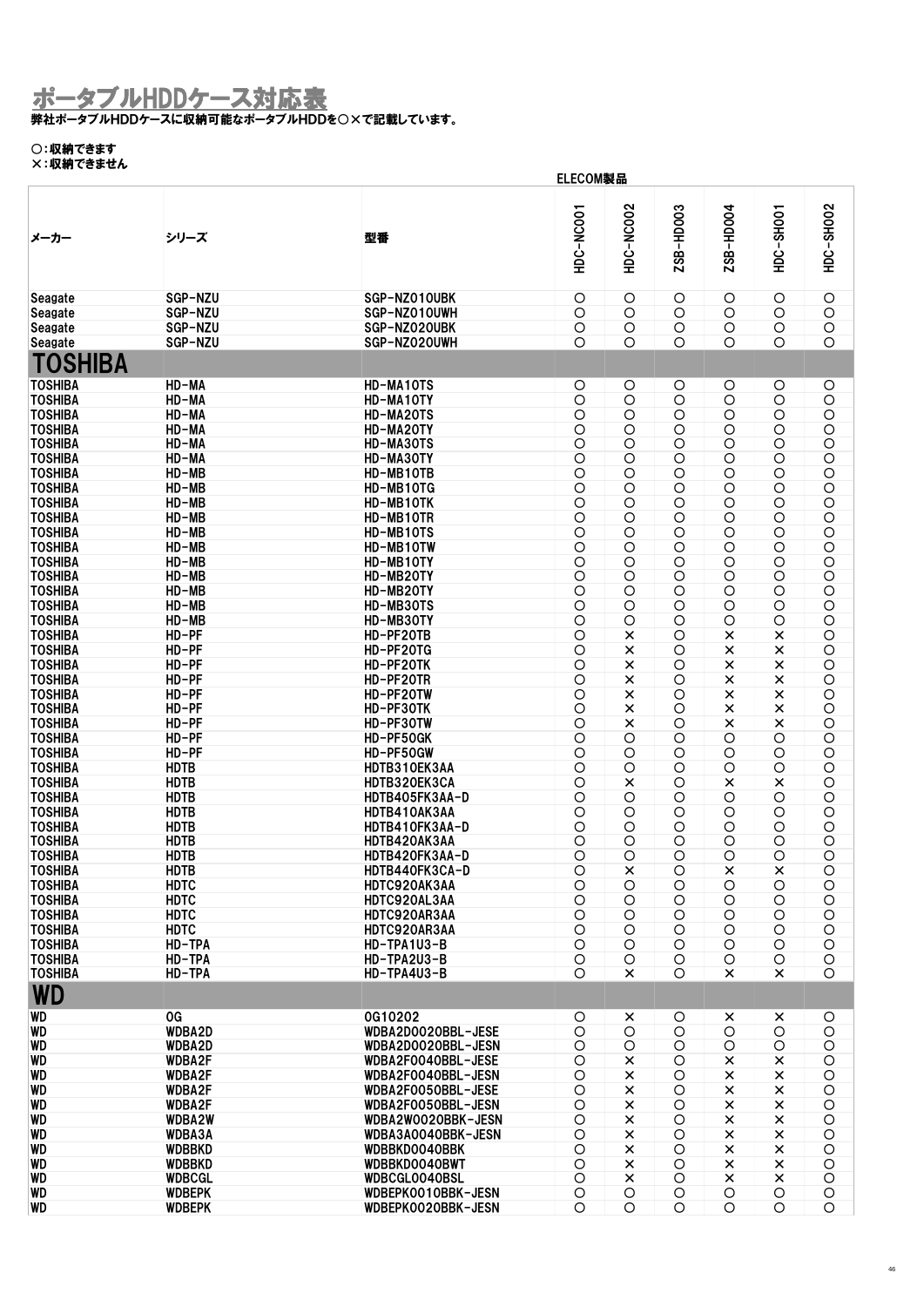# ポータブルHDDケース対応表

弊社ポータブルHDDケースに収納可能なポータブルHDDを○×で記載しています。

○：収納できます
×：収納できません

| メーカー | シリーズ | 型番 | HDC-NC001 | HDC-NC002 | ZSB-HD003 | ZSB-HD004 | HDC-SH001 | HDC-SH002 |
|---|---|---|---|---|---|---|---|---|
| | | | ELECOM製品 | | | | | |
| Seagate | SGP-NZU | SGP-NZ010UBK | ○ | ○ | ○ | ○ | ○ | ○ |
| Seagate | SGP-NZU | SGP-NZ010UWH | ○ | ○ | ○ | ○ | ○ | ○ |
| Seagate | SGP-NZU | SGP-NZ020UBK | ○ | ○ | ○ | ○ | ○ | ○ |
| Seagate | SGP-NZU | SGP-NZ020UWH | ○ | ○ | ○ | ○ | ○ | ○ |
| **TOSHIBA** | | | | | | | | |
| TOSHIBA | HD-MA | HD-MA10TS | ○ | ○ | ○ | ○ | ○ | ○ |
| TOSHIBA | HD-MA | HD-MA10TY | ○ | ○ | ○ | ○ | ○ | ○ |
| TOSHIBA | HD-MA | HD-MA20TS | ○ | ○ | ○ | ○ | ○ | ○ |
| TOSHIBA | HD-MA | HD-MA20TY | ○ | ○ | ○ | ○ | ○ | ○ |
| TOSHIBA | HD-MA | HD-MA30TS | ○ | ○ | ○ | ○ | ○ | ○ |
| TOSHIBA | HD-MA | HD-MA30TY | ○ | ○ | ○ | ○ | ○ | ○ |
| TOSHIBA | HD-MB | HD-MB10TB | ○ | ○ | ○ | ○ | ○ | ○ |
| TOSHIBA | HD-MB | HD-MB10TG | ○ | ○ | ○ | ○ | ○ | ○ |
| TOSHIBA | HD-MB | HD-MB10TK | ○ | ○ | ○ | ○ | ○ | ○ |
| TOSHIBA | HD-MB | HD-MB10TR | ○ | ○ | ○ | ○ | ○ | ○ |
| TOSHIBA | HD-MB | HD-MB10TS | ○ | ○ | ○ | ○ | ○ | ○ |
| TOSHIBA | HD-MB | HD-MB10TW | ○ | ○ | ○ | ○ | ○ | ○ |
| TOSHIBA | HD-MB | HD-MB10TY | ○ | ○ | ○ | ○ | ○ | ○ |
| TOSHIBA | HD-MB | HD-MB20TY | ○ | ○ | ○ | ○ | ○ | ○ |
| TOSHIBA | HD-MB | HD-MB20TY | ○ | ○ | ○ | ○ | ○ | ○ |
| TOSHIBA | HD-MB | HD-MB30TS | ○ | ○ | ○ | ○ | ○ | ○ |
| TOSHIBA | HD-MB | HD-MB30TY | ○ | ○ | ○ | ○ | ○ | ○ |
| TOSHIBA | HD-PF | HD-PF20TB | ○ | × | ○ | × | × | ○ |
| TOSHIBA | HD-PF | HD-PF20TG | ○ | × | ○ | × | × | ○ |
| TOSHIBA | HD-PF | HD-PF20TK | ○ | × | ○ | × | × | ○ |
| TOSHIBA | HD-PF | HD-PF20TR | ○ | × | ○ | × | × | ○ |
| TOSHIBA | HD-PF | HD-PF20TW | ○ | × | ○ | × | × | ○ |
| TOSHIBA | HD-PF | HD-PF30TK | ○ | × | ○ | × | × | ○ |
| TOSHIBA | HD-PF | HD-PF30TW | ○ | × | ○ | × | × | ○ |
| TOSHIBA | HD-PF | HD-PF50GK | ○ | ○ | ○ | ○ | ○ | ○ |
| TOSHIBA | HD-PF | HD-PF50GW | ○ | ○ | ○ | ○ | ○ | ○ |
| TOSHIBA | HDTB | HDTB310EK3AA | ○ | ○ | ○ | ○ | ○ | ○ |
| TOSHIBA | HDTB | HDTB320EK3CA | ○ | × | ○ | × | × | ○ |
| TOSHIBA | HDTB | HDTB405FK3AA-D | ○ | ○ | ○ | ○ | ○ | ○ |
| TOSHIBA | HDTB | HDTB410AK3AA | ○ | ○ | ○ | ○ | ○ | ○ |
| TOSHIBA | HDTB | HDTB410FK3AA-D | ○ | ○ | ○ | ○ | ○ | ○ |
| TOSHIBA | HDTB | HDTB420AK3AA | ○ | ○ | ○ | ○ | ○ | ○ |
| TOSHIBA | HDTB | HDTB420FK3AA-D | ○ | ○ | ○ | ○ | ○ | ○ |
| TOSHIBA | HDTB | HDTB440FK3CA-D | ○ | × | ○ | × | × | ○ |
| TOSHIBA | HDTC | HDTC920AK3AA | ○ | ○ | ○ | ○ | ○ | ○ |
| TOSHIBA | HDTC | HDTC920AL3AA | ○ | ○ | ○ | ○ | ○ | ○ |
| TOSHIBA | HDTC | HDTC920AR3AA | ○ | ○ | ○ | ○ | ○ | ○ |
| TOSHIBA | HDTC | HDTC920AR3AA | ○ | ○ | ○ | ○ | ○ | ○ |
| TOSHIBA | HD-TPA | HD-TPA1U3-B | ○ | ○ | ○ | ○ | ○ | ○ |
| TOSHIBA | HD-TPA | HD-TPA2U3-B | ○ | ○ | ○ | ○ | ○ | ○ |
| TOSHIBA | HD-TPA | HD-TPA4U3-B | ○ | × | ○ | × | × | ○ |
| **WD** | | | | | | | | |
| WD | OG | OG10202 | ○ | × | ○ | × | × | ○ |
| WD | WDBA2D | WDBA2D0020BBL-JESE | ○ | ○ | ○ | ○ | ○ | ○ |
| WD | WDBA2D | WDBA2D0020BBL-JESN | ○ | ○ | ○ | ○ | ○ | ○ |
| WD | WDBA2F | WDBA2F0040BBL-JESE | ○ | × | ○ | × | × | ○ |
| WD | WDBA2F | WDBA2F0040BBL-JESN | ○ | × | ○ | × | × | ○ |
| WD | WDBA2F | WDBA2F0050BBL-JESE | ○ | × | ○ | × | × | ○ |
| WD | WDBA2F | WDBA2F0050BBL-JESN | ○ | × | ○ | × | × | ○ |
| WD | WDBA2W | WDBA2W0020BBK-JESN | ○ | × | ○ | × | × | ○ |
| WD | WDBA3A | WDBA3A0040BBK-JESN | ○ | × | ○ | × | × | ○ |
| WD | WDBBKD | WDBBKD0040BBK | ○ | × | ○ | × | × | ○ |
| WD | WDBBKD | WDBBKD0040BWT | ○ | × | ○ | × | × | ○ |
| WD | WDBCGL | WDBCGL0040BSL | ○ | × | ○ | × | × | ○ |
| WD | WDBEPK | WDBEPK0010BBK-JESN | ○ | ○ | ○ | ○ | ○ | ○ |
| WD | WDBEPK | WDBEPK0020BBK-JESN | ○ | ○ | ○ | ○ | ○ | ○ |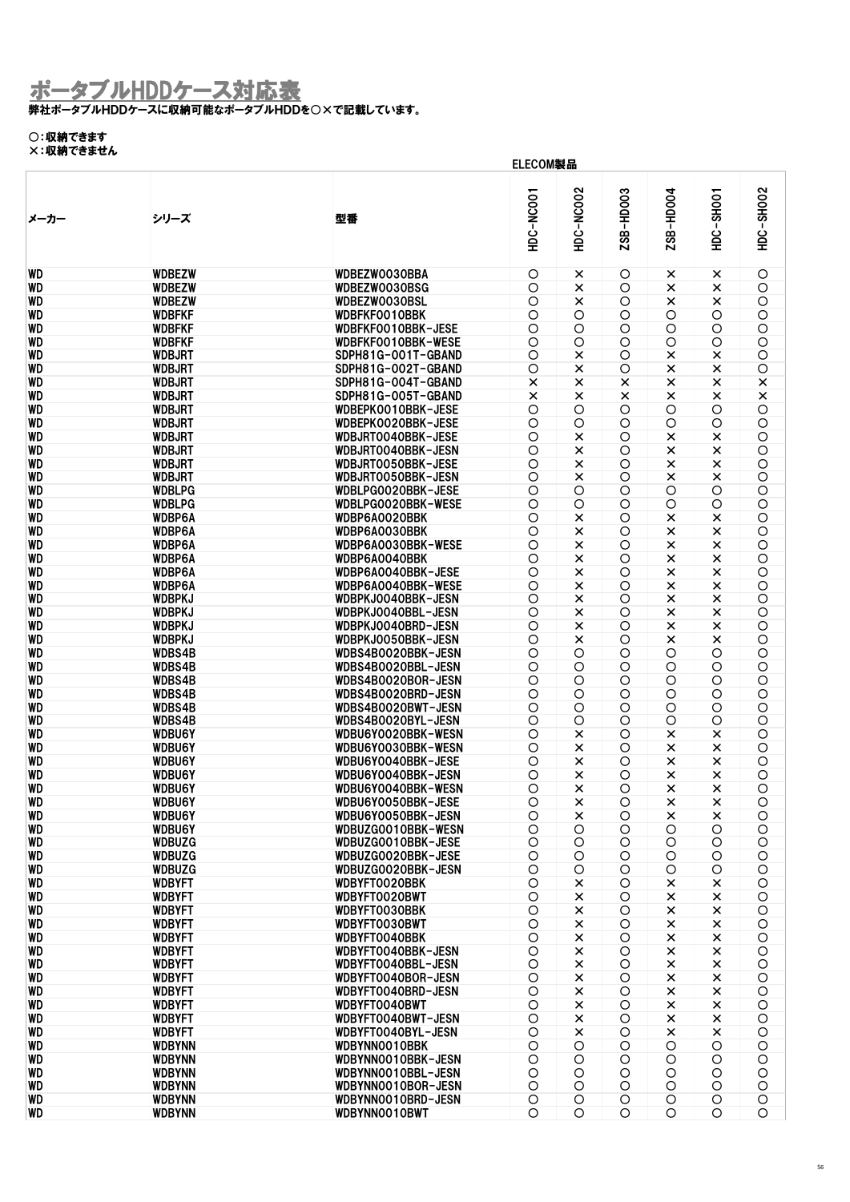# ポータブルHDDケース対応表

弊社ポータブルHDDケースに収納可能なポータブルHDDを○×で記載しています。

○:収納できます
×:収納できません

| メーカー | シリーズ | 型番 | ELECOM製品 HDC-NC001 | HDC-NC002 | ZSB-HD003 | ZSB-HD004 | HDC-SH001 | HDC-SH002 |
|---|---|---|---|---|---|---|---|---|
| WD | WDBEZW | WDBEZW0030BBA | ○ | × | ○ | × | × | ○ |
| WD | WDBEZW | WDBEZW0030BSG | ○ | × | ○ | × | × | ○ |
| WD | WDBEZW | WDBEZW0030BSL | ○ | × | ○ | × | × | ○ |
| WD | WDBFKF | WDBFKF0010BBK | ○ | ○ | ○ | ○ | ○ | ○ |
| WD | WDBFKF | WDBFKF0010BBK-JESE | ○ | ○ | ○ | ○ | ○ | ○ |
| WD | WDBFKF | WDBFKF0010BBK-WESE | ○ | ○ | ○ | ○ | ○ | ○ |
| WD | WDBJRT | SDPH81G-001T-GBAND | ○ | × | ○ | × | × | ○ |
| WD | WDBJRT | SDPH81G-002T-GBAND | ○ | × | ○ | × | × | ○ |
| WD | WDBJRT | SDPH81G-004T-GBAND | × | × | × | × | × | × |
| WD | WDBJRT | SDPH81G-005T-GBAND | × | × | × | × | × | × |
| WD | WDBJRT | WDBEPK0010BBK-JESE | ○ | ○ | ○ | ○ | ○ | ○ |
| WD | WDBJRT | WDBEPK0020BBK-JESE | ○ | ○ | ○ | ○ | ○ | ○ |
| WD | WDBJRT | WDBJRT0040BBK-JESE | ○ | × | ○ | × | × | ○ |
| WD | WDBJRT | WDBJRT0040BBK-JESN | ○ | × | ○ | × | × | ○ |
| WD | WDBJRT | WDBJRT0050BBK-JESE | ○ | × | ○ | × | × | ○ |
| WD | WDBJRT | WDBJRT0050BBK-JESN | ○ | × | ○ | × | × | ○ |
| WD | WDBLPG | WDBLPG0020BBK-JESE | ○ | ○ | ○ | ○ | ○ | ○ |
| WD | WDBLPG | WDBLPG0020BBK-WESE | ○ | ○ | ○ | ○ | ○ | ○ |
| WD | WDBP6A | WDBP6A0020BBK | ○ | × | ○ | × | × | ○ |
| WD | WDBP6A | WDBP6A0030BBK | ○ | × | ○ | × | × | ○ |
| WD | WDBP6A | WDBP6A0030BBK-WESE | ○ | × | ○ | × | × | ○ |
| WD | WDBP6A | WDBP6A0040BBK | ○ | × | ○ | × | × | ○ |
| WD | WDBP6A | WDBP6A0040BBK-JESE | ○ | × | ○ | × | × | ○ |
| WD | WDBP6A | WDBP6A0040BBK-WESE | ○ | × | ○ | × | × | ○ |
| WD | WDBPKJ | WDBPKJ0040BBK-JESN | ○ | × | ○ | × | × | ○ |
| WD | WDBPKJ | WDBPKJ0040BBL-JESN | ○ | × | ○ | × | × | ○ |
| WD | WDBPKJ | WDBPKJ0040BRD-JESN | ○ | × | ○ | × | × | ○ |
| WD | WDBPKJ | WDBPKJ0050BBK-JESN | ○ | × | ○ | × | × | ○ |
| WD | WDBS4B | WDBS4B0020BBK-JESN | ○ | ○ | ○ | ○ | ○ | ○ |
| WD | WDBS4B | WDBS4B0020BBL-JESN | ○ | ○ | ○ | ○ | ○ | ○ |
| WD | WDBS4B | WDBS4B0020BOR-JESN | ○ | ○ | ○ | ○ | ○ | ○ |
| WD | WDBS4B | WDBS4B0020BRD-JESN | ○ | ○ | ○ | ○ | ○ | ○ |
| WD | WDBS4B | WDBS4B0020BWT-JESN | ○ | ○ | ○ | ○ | ○ | ○ |
| WD | WDBS4B | WDBS4B0020BYL-JESN | ○ | ○ | ○ | ○ | ○ | ○ |
| WD | WDBU6Y | WDBU6Y0020BBK-WESN | ○ | × | ○ | × | × | ○ |
| WD | WDBU6Y | WDBU6Y0030BBK-WESN | ○ | × | ○ | × | × | ○ |
| WD | WDBU6Y | WDBU6Y0040BBK-JESE | ○ | × | ○ | × | × | ○ |
| WD | WDBU6Y | WDBU6Y0040BBK-JESN | ○ | × | ○ | × | × | ○ |
| WD | WDBU6Y | WDBU6Y0040BBK-WESN | ○ | × | ○ | × | × | ○ |
| WD | WDBU6Y | WDBU6Y0050BBK-JESE | ○ | × | ○ | × | × | ○ |
| WD | WDBU6Y | WDBU6Y0050BBK-JESN | ○ | × | ○ | × | × | ○ |
| WD | WDBU6Y | WDBUZG0010BBK-WESN | ○ | ○ | ○ | ○ | ○ | ○ |
| WD | WDBUZG | WDBUZG0010BBK-JESE | ○ | ○ | ○ | ○ | ○ | ○ |
| WD | WDBUZG | WDBUZG0020BBK-JESE | ○ | ○ | ○ | ○ | ○ | ○ |
| WD | WDBUZG | WDBUZG0020BBK-JESN | ○ | ○ | ○ | ○ | ○ | ○ |
| WD | WDBYFT | WDBYFT0020BBK | ○ | × | ○ | × | × | ○ |
| WD | WDBYFT | WDBYFT0020BWT | ○ | × | ○ | × | × | ○ |
| WD | WDBYFT | WDBYFT0030BBK | ○ | × | ○ | × | × | ○ |
| WD | WDBYFT | WDBYFT0030BWT | ○ | × | ○ | × | × | ○ |
| WD | WDBYFT | WDBYFT0040BBK | ○ | × | ○ | × | × | ○ |
| WD | WDBYFT | WDBYFT0040BBK-JESN | ○ | × | ○ | × | × | ○ |
| WD | WDBYFT | WDBYFT0040BBL-JESN | ○ | × | ○ | × | × | ○ |
| WD | WDBYFT | WDBYFT0040BOR-JESN | ○ | × | ○ | × | × | ○ |
| WD | WDBYFT | WDBYFT0040BRD-JESN | ○ | × | ○ | × | × | ○ |
| WD | WDBYFT | WDBYFT0040BWT | ○ | × | ○ | × | × | ○ |
| WD | WDBYFT | WDBYFT0040BWT-JESN | ○ | × | ○ | × | × | ○ |
| WD | WDBYFT | WDBYFT0040BYL-JESN | ○ | × | ○ | × | × | ○ |
| WD | WDBYNN | WDBYNN0010BBK | ○ | ○ | ○ | ○ | ○ | ○ |
| WD | WDBYNN | WDBYNN0010BBK-JESN | ○ | ○ | ○ | ○ | ○ | ○ |
| WD | WDBYNN | WDBYNN0010BBL-JESN | ○ | ○ | ○ | ○ | ○ | ○ |
| WD | WDBYNN | WDBYNN0010BOR-JESN | ○ | ○ | ○ | ○ | ○ | ○ |
| WD | WDBYNN | WDBYNN0010BRD-JESN | ○ | ○ | ○ | ○ | ○ | ○ |
| WD | WDBYNN | WDBYNN0010BWT | ○ | ○ | ○ | ○ | ○ | ○ |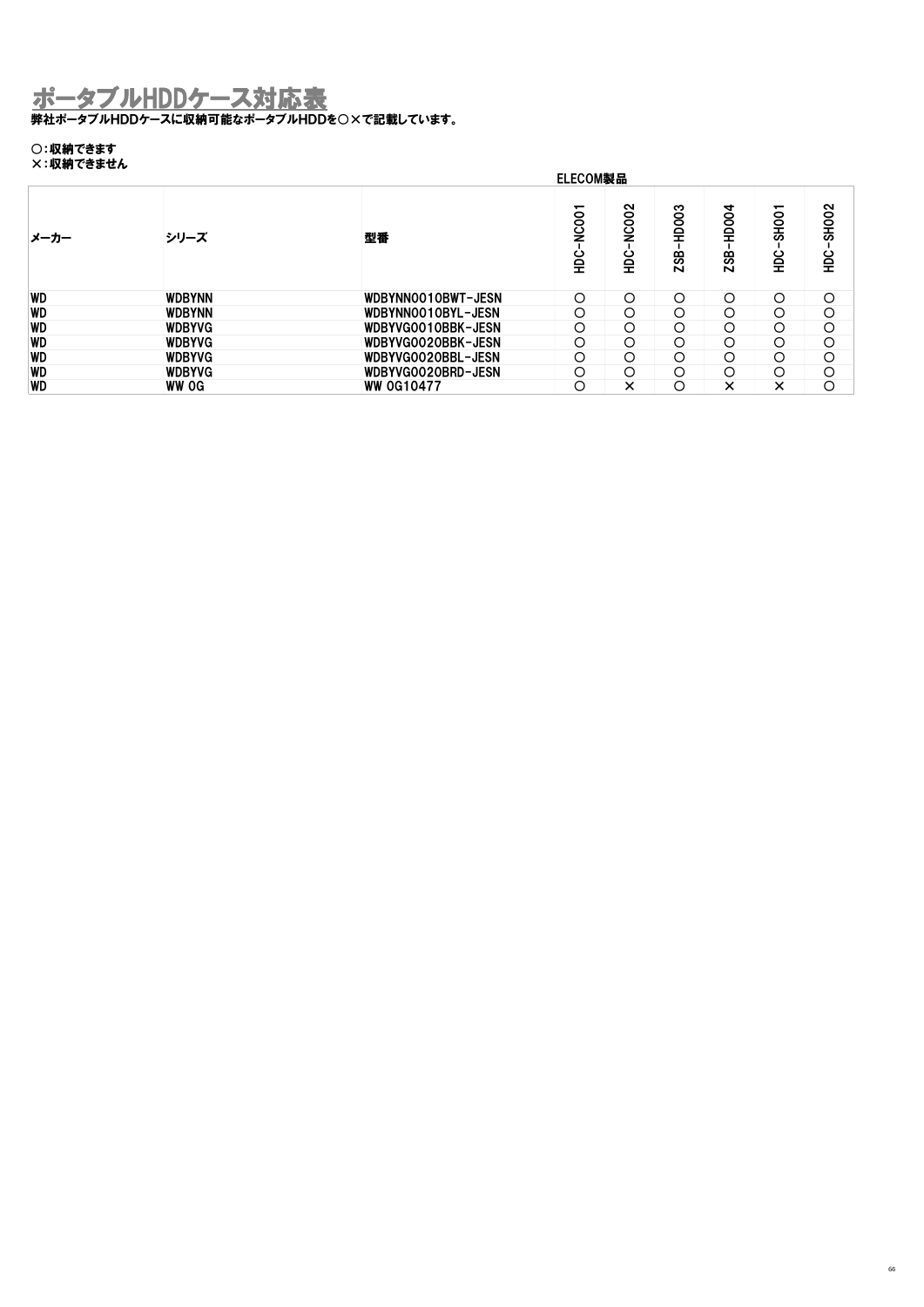# ポータブルHDDケース対応表

弊社ポータブルHDDケースに収納可能なポータブルHDDを○×で記載しています。

○:収納できます
×:収納できません

| メーカー | シリーズ | 型番 | ELECOM製品 HDC-NC001 | HDC-NC002 | ZSB-HD003 | ZSB-HD004 | HDC-SH001 | HDC-SH002 |
|---|---|---|---|---|---|---|---|---|
| WD | WDBYNN | WDBYNN0010BWT-JESN | ○ | ○ | ○ | ○ | ○ | ○ |
| WD | WDBYNN | WDBYNN0010BYL-JESN | ○ | ○ | ○ | ○ | ○ | ○ |
| WD | WDBYVG | WDBYVG0010BBK-JESN | ○ | ○ | ○ | ○ | ○ | ○ |
| WD | WDBYVG | WDBYVG0020BBK-JESN | ○ | ○ | ○ | ○ | ○ | ○ |
| WD | WDBYVG | WDBYVG0020BBL-JESN | ○ | ○ | ○ | ○ | ○ | ○ |
| WD | WDBYVG | WDBYVG0020BRD-JESN | ○ | ○ | ○ | ○ | ○ | ○ |
| WD | WW 0G | WW 0G10477 | ○ | × | ○ | × | × | ○ |